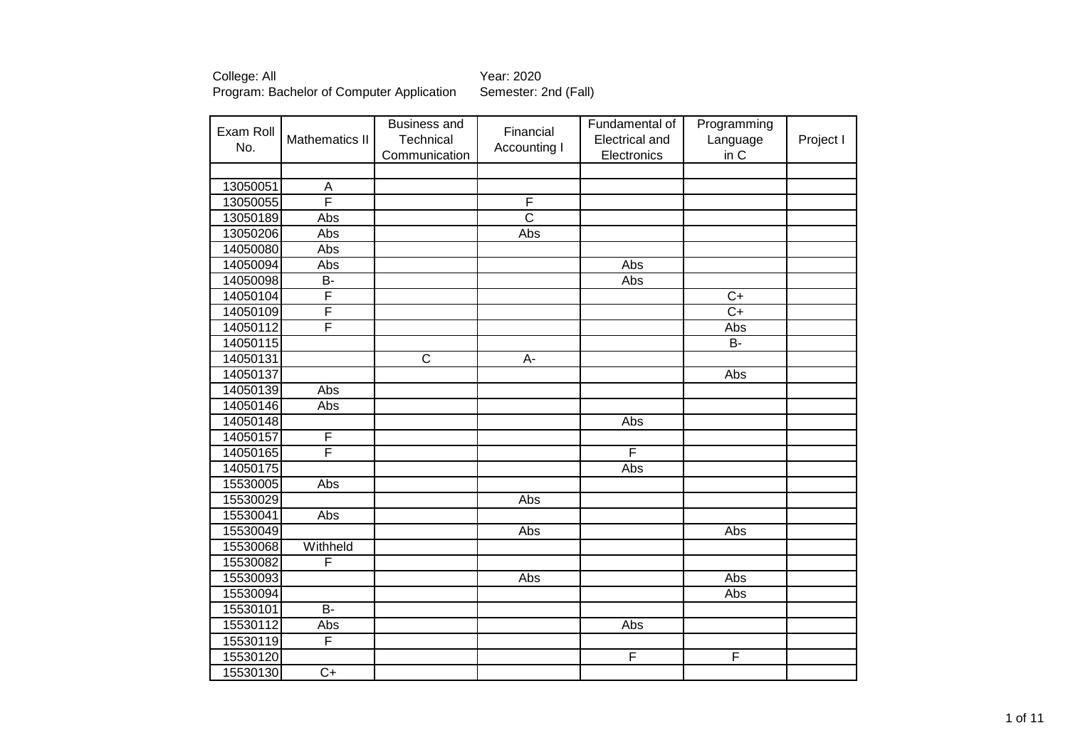College: All
Program: Bachelor of Computer Application

Year: 2020
Semester: 2nd (Fall)

| Exam Roll No. | Mathematics II | Business and Technical Communication | Financial Accounting I | Fundamental of Electrical and Electronics | Programming Language in C | Project I |
|---|---|---|---|---|---|---|
| | | | | | | |
| 13050051 | A | | | | | |
| 13050055 | F | | F | | | |
| 13050189 | Abs | | C | | | |
| 13050206 | Abs | | Abs | | | |
| 14050080 | Abs | | | | | |
| 14050094 | Abs | | | Abs | | |
| 14050098 | B- | | | Abs | | |
| 14050104 | F | | | | C+ | |
| 14050109 | F | | | | C+ | |
| 14050112 | F | | | | Abs | |
| 14050115 | | | | | B- | |
| 14050131 | | C | A- | | | |
| 14050137 | | | | | Abs | |
| 14050139 | Abs | | | | | |
| 14050146 | Abs | | | | | |
| 14050148 | | | | Abs | | |
| 14050157 | F | | | | | |
| 14050165 | F | | | F | | |
| 14050175 | | | | Abs | | |
| 15530005 | Abs | | | | | |
| 15530029 | | | Abs | | | |
| 15530041 | Abs | | | | | |
| 15530049 | | | Abs | | Abs | |
| 15530068 | Withheld | | | | | |
| 15530082 | F | | | | | |
| 15530093 | | | Abs | | Abs | |
| 15530094 | | | | | Abs | |
| 15530101 | B- | | | | | |
| 15530112 | Abs | | | Abs | | |
| 15530119 | F | | | | | |
| 15530120 | | | | F | F | |
| 15530130 | C+ | | | | | |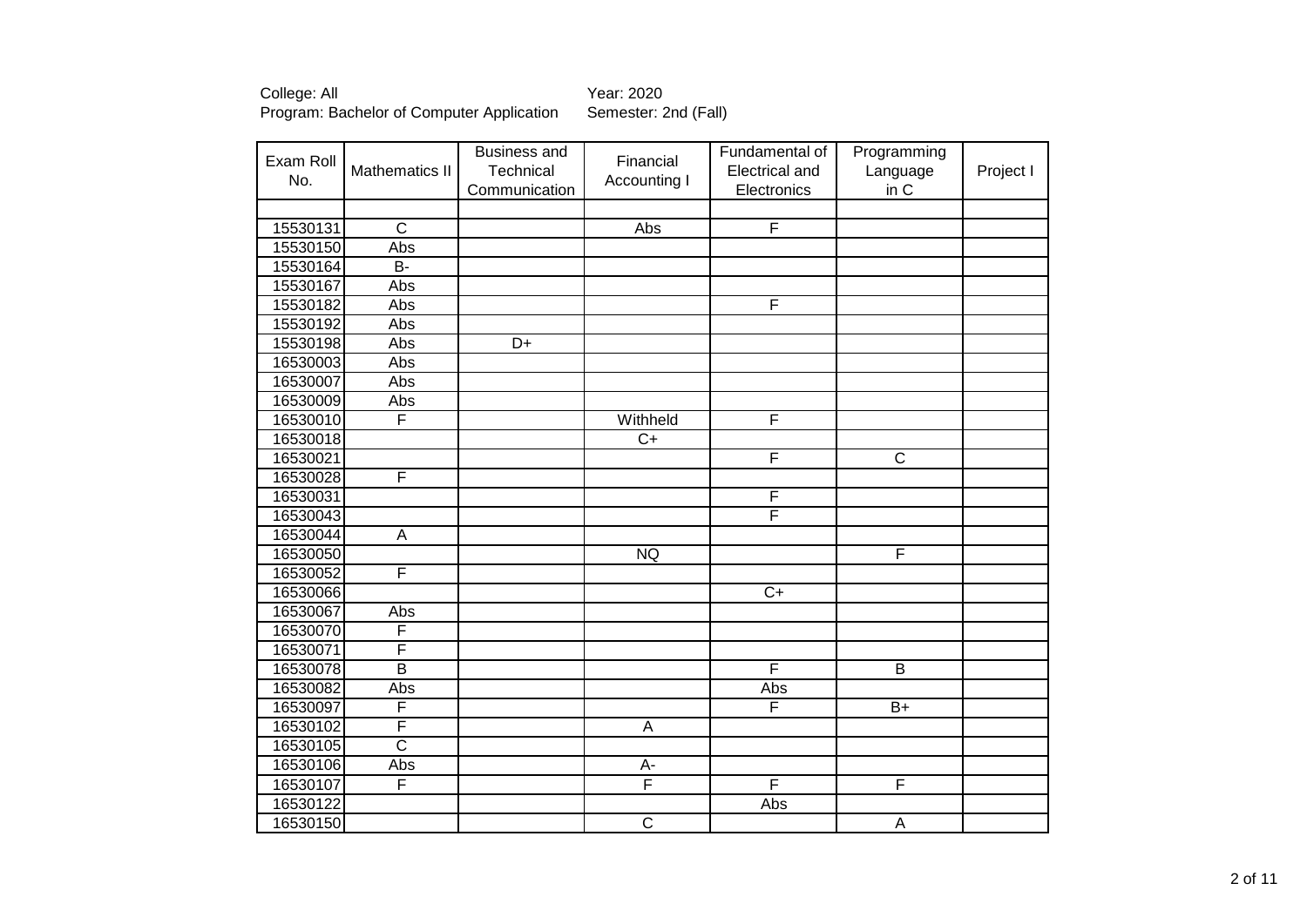College: All
Program: Bachelor of Computer Application

Year: 2020
Semester: 2nd (Fall)

| Exam Roll No. | Mathematics II | Business and Technical Communication | Financial Accounting I | Fundamental of Electrical and Electronics | Programming Language in C | Project I |
|---|---|---|---|---|---|---|
| | | | | | | |
| 15530131 | C | | Abs | F | | |
| 15530150 | Abs | | | | | |
| 15530164 | B- | | | | | |
| 15530167 | Abs | | | | | |
| 15530182 | Abs | | | F | | |
| 15530192 | Abs | | | | | |
| 15530198 | Abs | D+ | | | | |
| 16530003 | Abs | | | | | |
| 16530007 | Abs | | | | | |
| 16530009 | Abs | | | | | |
| 16530010 | F | | Withheld | F | | |
| 16530018 | | | C+ | | | |
| 16530021 | | | | F | C | |
| 16530028 | F | | | | | |
| 16530031 | | | | F | | |
| 16530043 | | | | F | | |
| 16530044 | A | | | | | |
| 16530050 | | | NQ | | F | |
| 16530052 | F | | | | | |
| 16530066 | | | | C+ | | |
| 16530067 | Abs | | | | | |
| 16530070 | F | | | | | |
| 16530071 | F | | | | | |
| 16530078 | B | | | F | B | |
| 16530082 | Abs | | | Abs | | |
| 16530097 | F | | | F | B+ | |
| 16530102 | F | | A | | | |
| 16530105 | C | | | | | |
| 16530106 | Abs | | A- | | | |
| 16530107 | F | | F | F | F | |
| 16530122 | | | | Abs | | |
| 16530150 | | | C | | A | |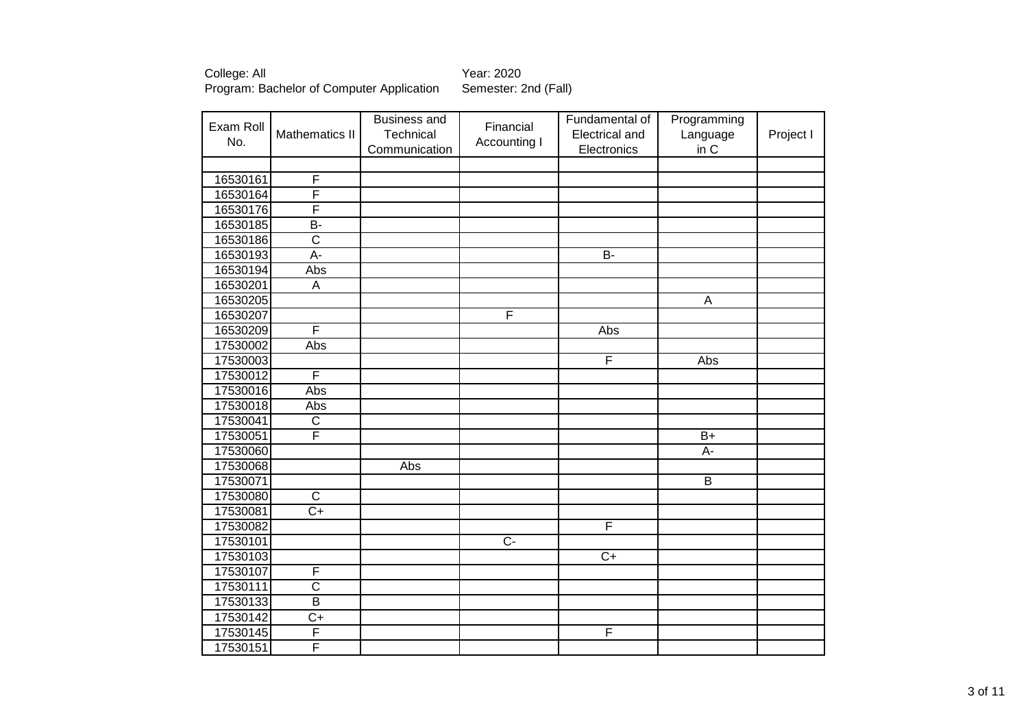College: All
Program: Bachelor of Computer Application

Year: 2020
Semester: 2nd (Fall)

| Exam Roll No. | Mathematics II | Business and Technical Communication | Financial Accounting I | Fundamental of Electrical and Electronics | Programming Language in C | Project I |
|---|---|---|---|---|---|---|
| | | | | | | |
| 16530161 | F | | | | | |
| 16530164 | F | | | | | |
| 16530176 | F | | | | | |
| 16530185 | B- | | | | | |
| 16530186 | C | | | | | |
| 16530193 | A- | | | B- | | |
| 16530194 | Abs | | | | | |
| 16530201 | A | | | | | |
| 16530205 | | | | | A | |
| 16530207 | | | F | | | |
| 16530209 | F | | | Abs | | |
| 17530002 | Abs | | | | | |
| 17530003 | | | | F | Abs | |
| 17530012 | F | | | | | |
| 17530016 | Abs | | | | | |
| 17530018 | Abs | | | | | |
| 17530041 | C | | | | | |
| 17530051 | F | | | | B+ | |
| 17530060 | | | | | A- | |
| 17530068 | | Abs | | | | |
| 17530071 | | | | | B | |
| 17530080 | C | | | | | |
| 17530081 | C+ | | | | | |
| 17530082 | | | | F | | |
| 17530101 | | | C- | | | |
| 17530103 | | | | C+ | | |
| 17530107 | F | | | | | |
| 17530111 | C | | | | | |
| 17530133 | B | | | | | |
| 17530142 | C+ | | | | | |
| 17530145 | F | | | F | | |
| 17530151 | F | | | | | |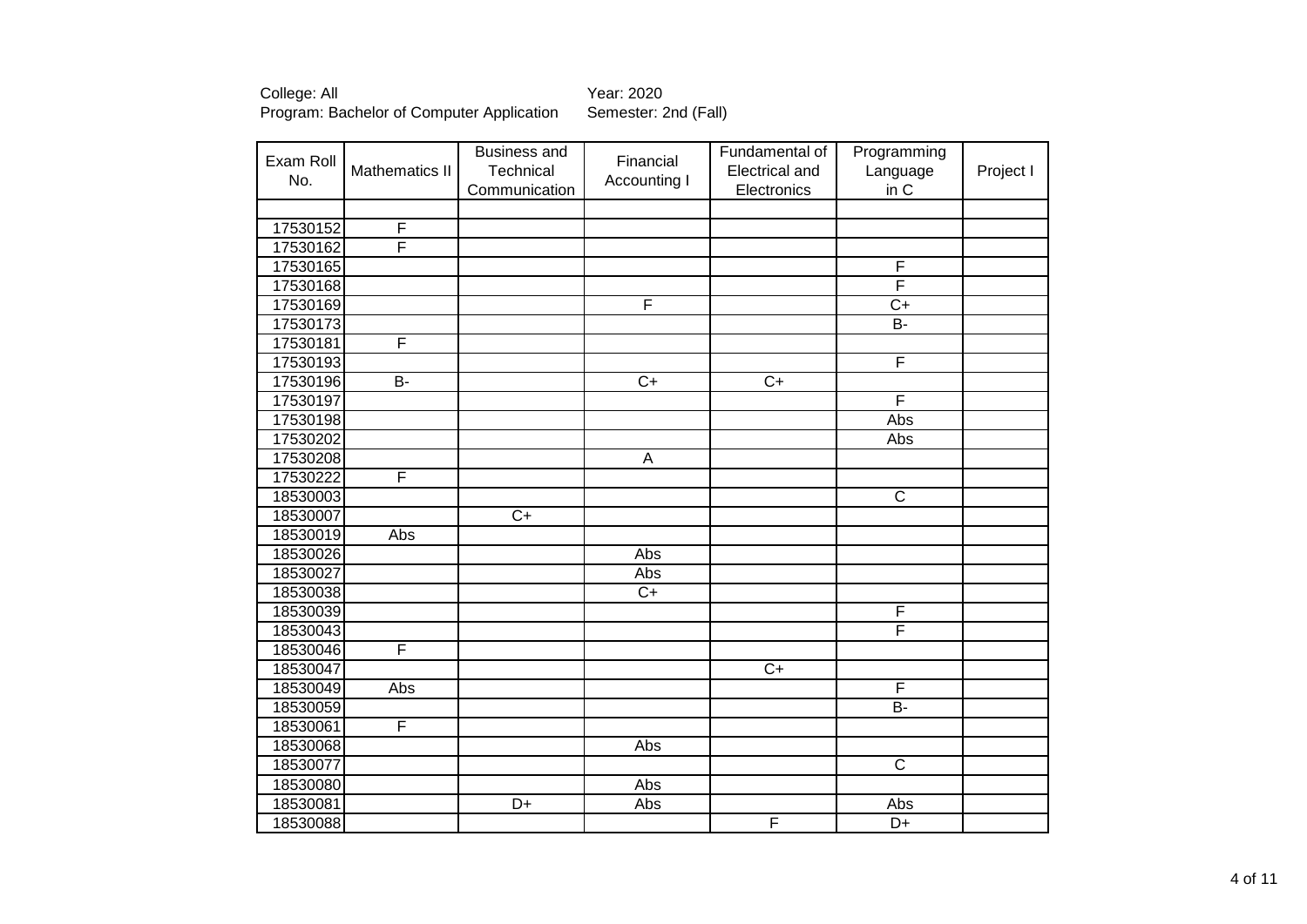College: All
Program: Bachelor of Computer Application

Year: 2020
Semester: 2nd (Fall)

| Exam Roll No. | Mathematics II | Business and Technical Communication | Financial Accounting I | Fundamental of Electrical and Electronics | Programming Language in C | Project I |
|---|---|---|---|---|---|---|
| | | | | | | |
| 17530152 | F | | | | | |
| 17530162 | F | | | | | |
| 17530165 | | | | | F | |
| 17530168 | | | | | F | |
| 17530169 | | | F | | C+ | |
| 17530173 | | | | | B- | |
| 17530181 | F | | | | | |
| 17530193 | | | | | F | |
| 17530196 | B- | | C+ | C+ | | |
| 17530197 | | | | | F | |
| 17530198 | | | | | Abs | |
| 17530202 | | | | | Abs | |
| 17530208 | | | A | | | |
| 17530222 | F | | | | | |
| 18530003 | | | | | C | |
| 18530007 | | C+ | | | | |
| 18530019 | Abs | | | | | |
| 18530026 | | | Abs | | | |
| 18530027 | | | Abs | | | |
| 18530038 | | | C+ | | | |
| 18530039 | | | | | F | |
| 18530043 | | | | | F | |
| 18530046 | F | | | | | |
| 18530047 | | | | C+ | | |
| 18530049 | Abs | | | | F | |
| 18530059 | | | | | B- | |
| 18530061 | F | | | | | |
| 18530068 | | | Abs | | | |
| 18530077 | | | | | C | |
| 18530080 | | | Abs | | | |
| 18530081 | | D+ | Abs | | Abs | |
| 18530088 | | | | F | D+ | |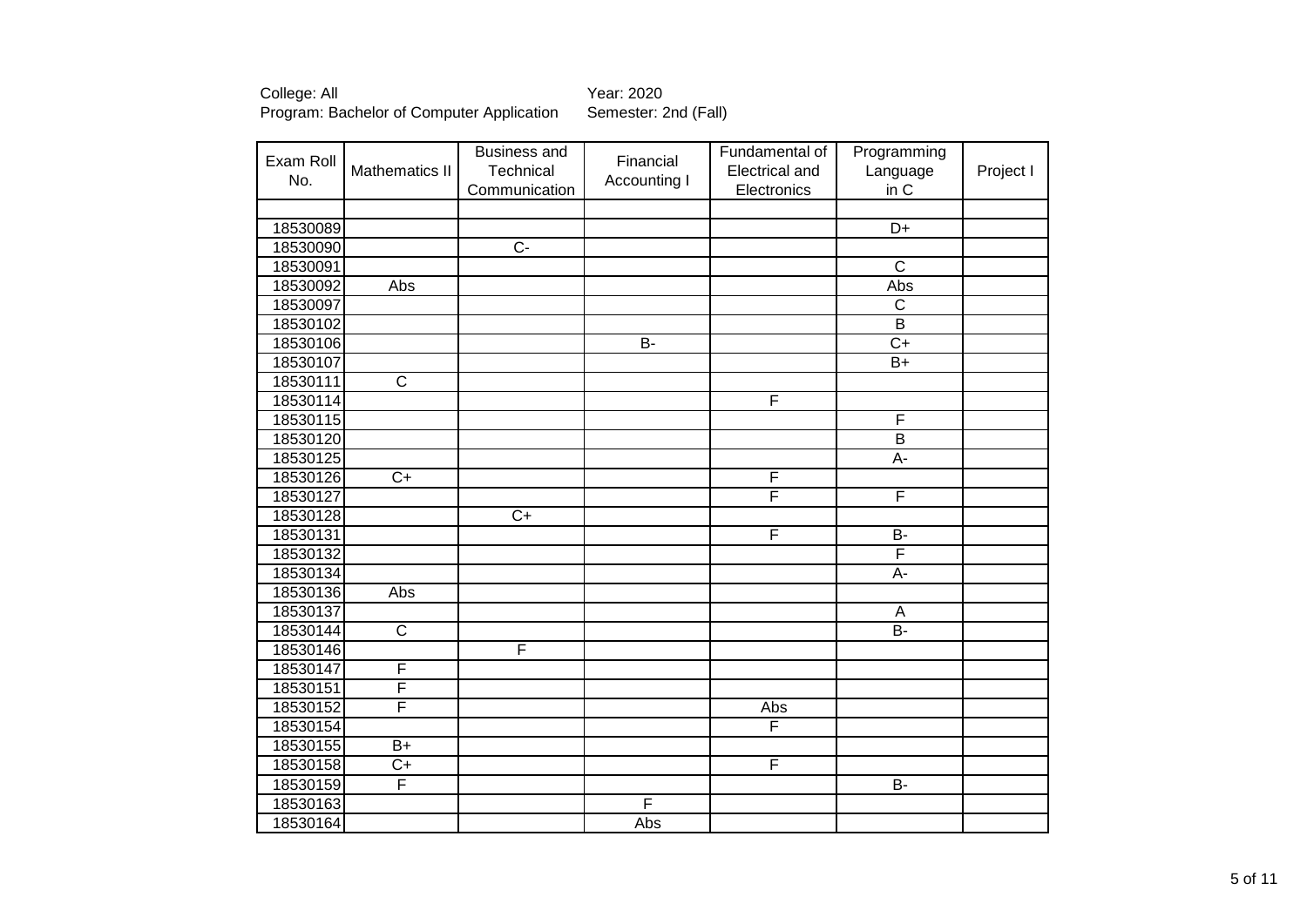College: All
Program: Bachelor of Computer Application

Year: 2020
Semester: 2nd (Fall)

| Exam Roll No. | Mathematics II | Business and Technical Communication | Financial Accounting I | Fundamental of Electrical and Electronics | Programming Language in C | Project I |
|---|---|---|---|---|---|---|
| | | | | | | |
| 18530089 | | | | | D+ | |
| 18530090 | | C- | | | | |
| 18530091 | | | | | C | |
| 18530092 | Abs | | | | Abs | |
| 18530097 | | | | | C | |
| 18530102 | | | | | B | |
| 18530106 | | | B- | | C+ | |
| 18530107 | | | | | B+ | |
| 18530111 | C | | | | | |
| 18530114 | | | | F | | |
| 18530115 | | | | | F | |
| 18530120 | | | | | B | |
| 18530125 | | | | | A- | |
| 18530126 | C+ | | | F | | |
| 18530127 | | | | F | F | |
| 18530128 | | C+ | | | | |
| 18530131 | | | | F | B- | |
| 18530132 | | | | | F | |
| 18530134 | | | | | A- | |
| 18530136 | Abs | | | | | |
| 18530137 | | | | | A | |
| 18530144 | C | | | | B- | |
| 18530146 | | F | | | | |
| 18530147 | F | | | | | |
| 18530151 | F | | | | | |
| 18530152 | F | | | Abs | | |
| 18530154 | | | | F | | |
| 18530155 | B+ | | | | | |
| 18530158 | C+ | | | F | | |
| 18530159 | F | | | | B- | |
| 18530163 | | | F | | | |
| 18530164 | | | Abs | | | |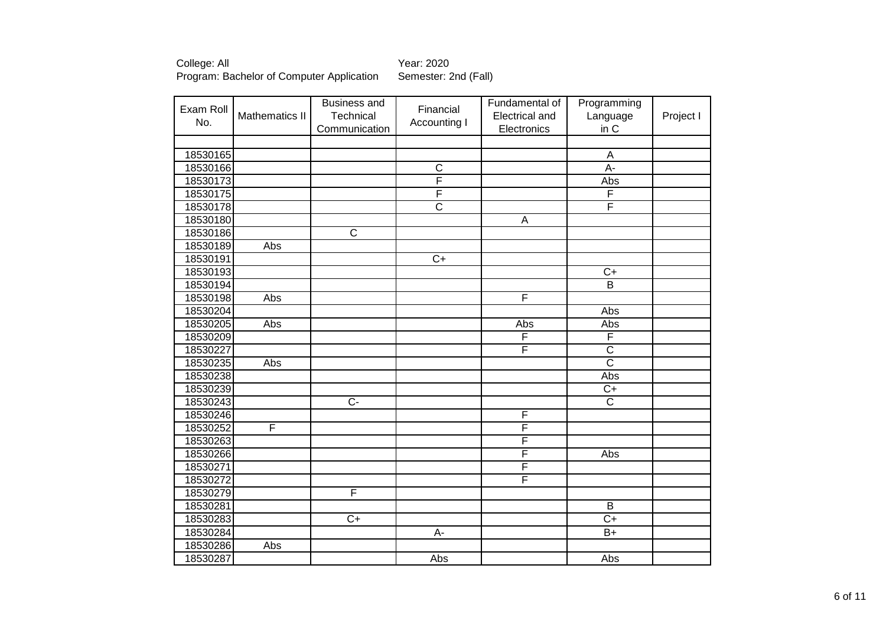College: All
Program: Bachelor of Computer Application

Year: 2020
Semester: 2nd (Fall)

| Exam Roll No. | Mathematics II | Business and Technical Communication | Financial Accounting I | Fundamental of Electrical and Electronics | Programming Language in C | Project I |
|---|---|---|---|---|---|---|
| | | | | | | |
| 18530165 | | | | | A | |
| 18530166 | | | C | | A- | |
| 18530173 | | | F | | Abs | |
| 18530175 | | | F | | F | |
| 18530178 | | | C | | F | |
| 18530180 | | | | A | | |
| 18530186 | | C | | | | |
| 18530189 | Abs | | | | | |
| 18530191 | | | C+ | | | |
| 18530193 | | | | | C+ | |
| 18530194 | | | | | B | |
| 18530198 | Abs | | | F | | |
| 18530204 | | | | | Abs | |
| 18530205 | Abs | | | Abs | Abs | |
| 18530209 | | | | F | F | |
| 18530227 | | | | F | C | |
| 18530235 | Abs | | | | C | |
| 18530238 | | | | | Abs | |
| 18530239 | | | | | C+ | |
| 18530243 | | C- | | | C | |
| 18530246 | | | | F | | |
| 18530252 | F | | | F | | |
| 18530263 | | | | F | | |
| 18530266 | | | | F | Abs | |
| 18530271 | | | | F | | |
| 18530272 | | | | F | | |
| 18530279 | | F | | | | |
| 18530281 | | | | | B | |
| 18530283 | | C+ | | | C+ | |
| 18530284 | | | A- | | B+ | |
| 18530286 | Abs | | | | | |
| 18530287 | | | Abs | | Abs | |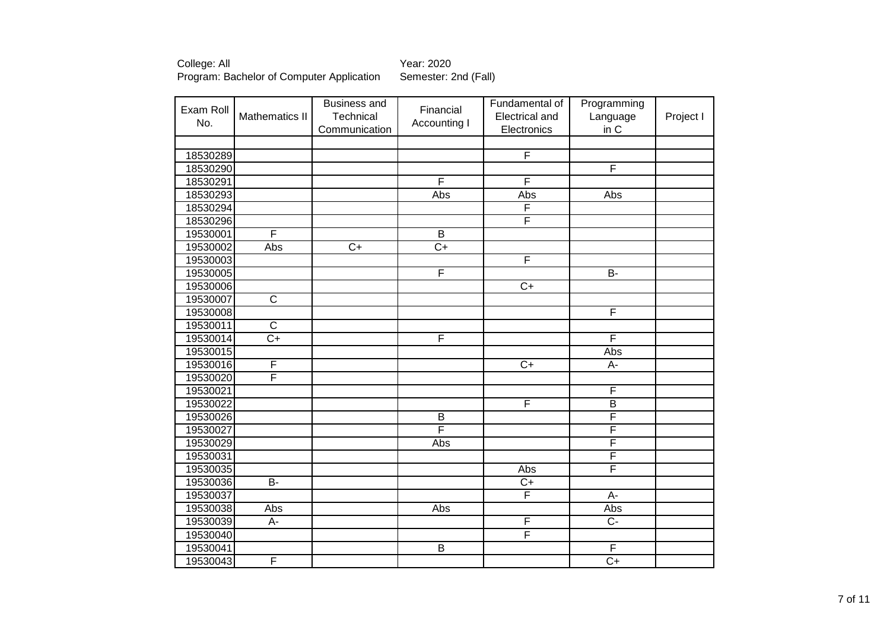College: All
Program: Bachelor of Computer Application

Year: 2020
Semester: 2nd (Fall)

| Exam Roll No. | Mathematics II | Business and Technical Communication | Financial Accounting I | Fundamental of Electrical and Electronics | Programming Language in C | Project I |
|---|---|---|---|---|---|---|
| | | | | | | |
| 18530289 | | | | F | | |
| 18530290 | | | | | F | |
| 18530291 | | | F | F | | |
| 18530293 | | | Abs | Abs | Abs | |
| 18530294 | | | | F | | |
| 18530296 | | | | F | | |
| 19530001 | F | | B | | | |
| 19530002 | Abs | C+ | C+ | | | |
| 19530003 | | | | F | | |
| 19530005 | | | F | | B- | |
| 19530006 | | | | C+ | | |
| 19530007 | C | | | | | |
| 19530008 | | | | | F | |
| 19530011 | C | | | | | |
| 19530014 | C+ | | F | | F | |
| 19530015 | | | | | Abs | |
| 19530016 | F | | | C+ | A- | |
| 19530020 | F | | | | | |
| 19530021 | | | | | F | |
| 19530022 | | | | F | B | |
| 19530026 | | | B | | F | |
| 19530027 | | | F | | F | |
| 19530029 | | | Abs | | F | |
| 19530031 | | | | | F | |
| 19530035 | | | | Abs | F | |
| 19530036 | B- | | | C+ | | |
| 19530037 | | | | F | A- | |
| 19530038 | Abs | | Abs | | Abs | |
| 19530039 | A- | | | F | C- | |
| 19530040 | | | | F | | |
| 19530041 | | | B | | F | |
| 19530043 | F | | | | C+ | |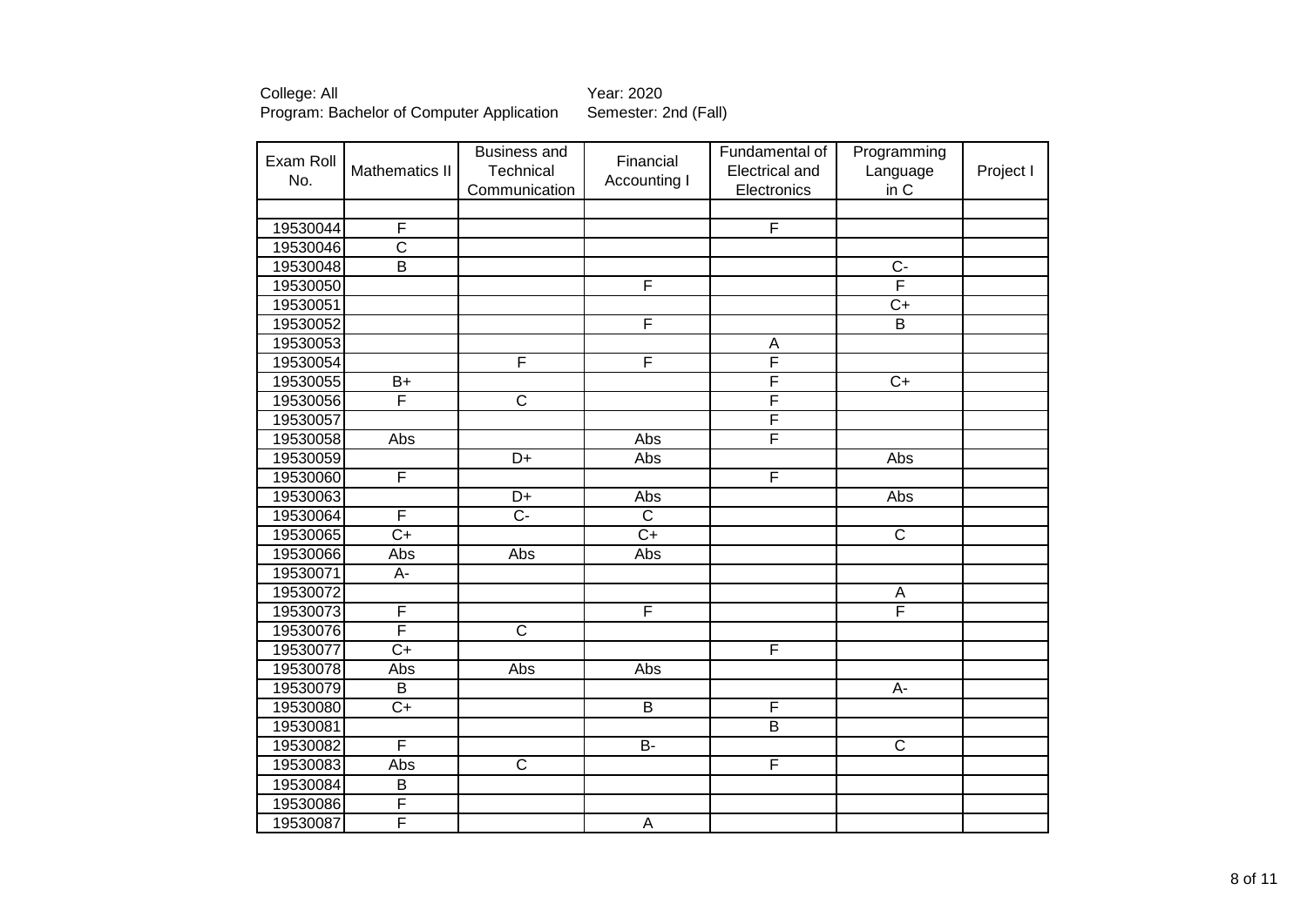College: All
Program: Bachelor of Computer Application

Year: 2020
Semester: 2nd (Fall)

| Exam Roll No. | Mathematics II | Business and Technical Communication | Financial Accounting I | Fundamental of Electrical and Electronics | Programming Language in C | Project I |
|---|---|---|---|---|---|---|
| | | | | | | |
| 19530044 | F | | | F | | |
| 19530046 | C | | | | | |
| 19530048 | B | | | | C- | |
| 19530050 | | | F | | F | |
| 19530051 | | | | | C+ | |
| 19530052 | | | F | | B | |
| 19530053 | | | | A | | |
| 19530054 | | F | F | F | | |
| 19530055 | B+ | | | F | C+ | |
| 19530056 | F | C | | F | | |
| 19530057 | | | | F | | |
| 19530058 | Abs | | Abs | F | | |
| 19530059 | | D+ | Abs | | Abs | |
| 19530060 | F | | | F | | |
| 19530063 | | D+ | Abs | | Abs | |
| 19530064 | F | C- | C | | | |
| 19530065 | C+ | | C+ | | C | |
| 19530066 | Abs | Abs | Abs | | | |
| 19530071 | A- | | | | | |
| 19530072 | | | | | A | |
| 19530073 | F | | F | | F | |
| 19530076 | F | C | | | | |
| 19530077 | C+ | | | F | | |
| 19530078 | Abs | Abs | Abs | | | |
| 19530079 | B | | | | A- | |
| 19530080 | C+ | | B | F | | |
| 19530081 | | | | B | | |
| 19530082 | F | | B- | | C | |
| 19530083 | Abs | C | | F | | |
| 19530084 | B | | | | | |
| 19530086 | F | | | | | |
| 19530087 | F | | A | | | |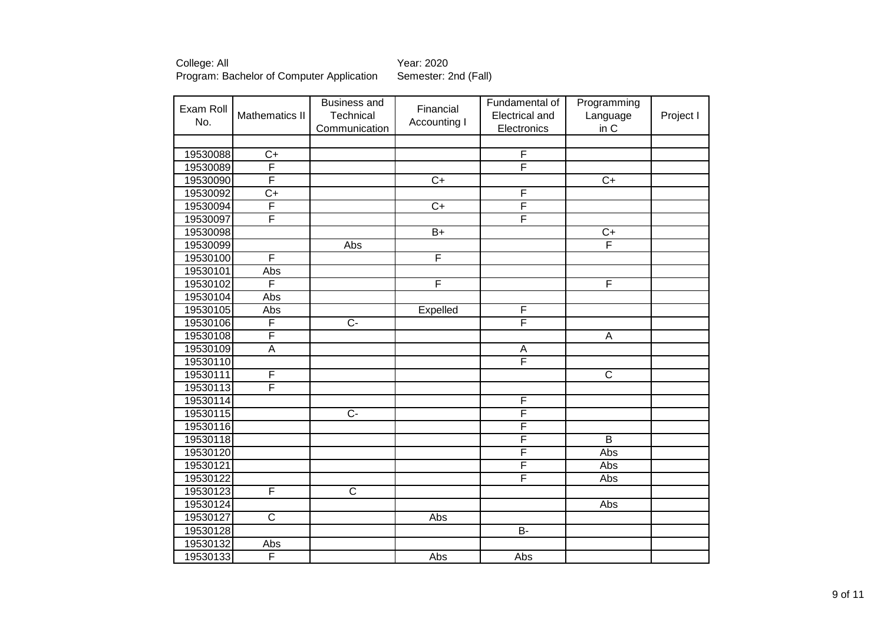College: All
Program: Bachelor of Computer Application

Year: 2020
Semester: 2nd (Fall)

| Exam Roll No. | Mathematics II | Business and Technical Communication | Financial Accounting I | Fundamental of Electrical and Electronics | Programming Language in C | Project I |
|---|---|---|---|---|---|---|
| | | | | | | |
| 19530088 | C+ | | | F | | |
| 19530089 | F | | | F | | |
| 19530090 | F | | C+ | | C+ | |
| 19530092 | C+ | | | F | | |
| 19530094 | F | | C+ | F | | |
| 19530097 | F | | | F | | |
| 19530098 | | | B+ | | C+ | |
| 19530099 | | Abs | | | F | |
| 19530100 | F | | F | | | |
| 19530101 | Abs | | | | | |
| 19530102 | F | | F | | F | |
| 19530104 | Abs | | | | | |
| 19530105 | Abs | | Expelled | F | | |
| 19530106 | F | C- | | F | | |
| 19530108 | F | | | | A | |
| 19530109 | A | | | A | | |
| 19530110 | | | | F | | |
| 19530111 | F | | | | C | |
| 19530113 | F | | | | | |
| 19530114 | | | | F | | |
| 19530115 | | C- | | F | | |
| 19530116 | | | | F | | |
| 19530118 | | | | F | B | |
| 19530120 | | | | F | Abs | |
| 19530121 | | | | F | Abs | |
| 19530122 | | | | F | Abs | |
| 19530123 | F | C | | | | |
| 19530124 | | | | | Abs | |
| 19530127 | C | | Abs | | | |
| 19530128 | | | | B- | | |
| 19530132 | Abs | | | | | |
| 19530133 | F | | Abs | Abs | | |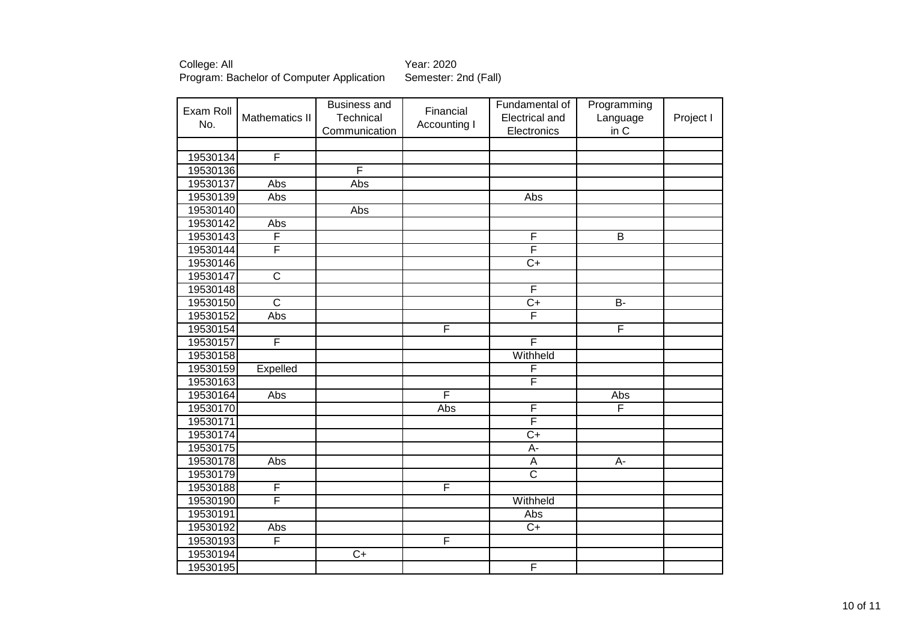College: All
Program: Bachelor of Computer Application

Year: 2020
Semester: 2nd (Fall)

| Exam Roll No. | Mathematics II | Business and Technical Communication | Financial Accounting I | Fundamental of Electrical and Electronics | Programming Language in C | Project I |
|---|---|---|---|---|---|---|
| | | | | | | |
| 19530134 | F | | | | | |
| 19530136 | | F | | | | |
| 19530137 | Abs | Abs | | | | |
| 19530139 | Abs | | | Abs | | |
| 19530140 | | Abs | | | | |
| 19530142 | Abs | | | | | |
| 19530143 | F | | | F | B | |
| 19530144 | F | | | F | | |
| 19530146 | | | | C+ | | |
| 19530147 | C | | | | | |
| 19530148 | | | | F | | |
| 19530150 | C | | | C+ | B- | |
| 19530152 | Abs | | | F | | |
| 19530154 | | | F | | F | |
| 19530157 | F | | | F | | |
| 19530158 | | | | Withheld | | |
| 19530159 | Expelled | | | F | | |
| 19530163 | | | | F | | |
| 19530164 | Abs | | F | | Abs | |
| 19530170 | | | Abs | F | F | |
| 19530171 | | | | F | | |
| 19530174 | | | | C+ | | |
| 19530175 | | | | A- | | |
| 19530178 | Abs | | | A | A- | |
| 19530179 | | | | C | | |
| 19530188 | F | | F | | | |
| 19530190 | F | | | Withheld | | |
| 19530191 | | | | Abs | | |
| 19530192 | Abs | | | C+ | | |
| 19530193 | F | | F | | | |
| 19530194 | | C+ | | | | |
| 19530195 | | | | F | | |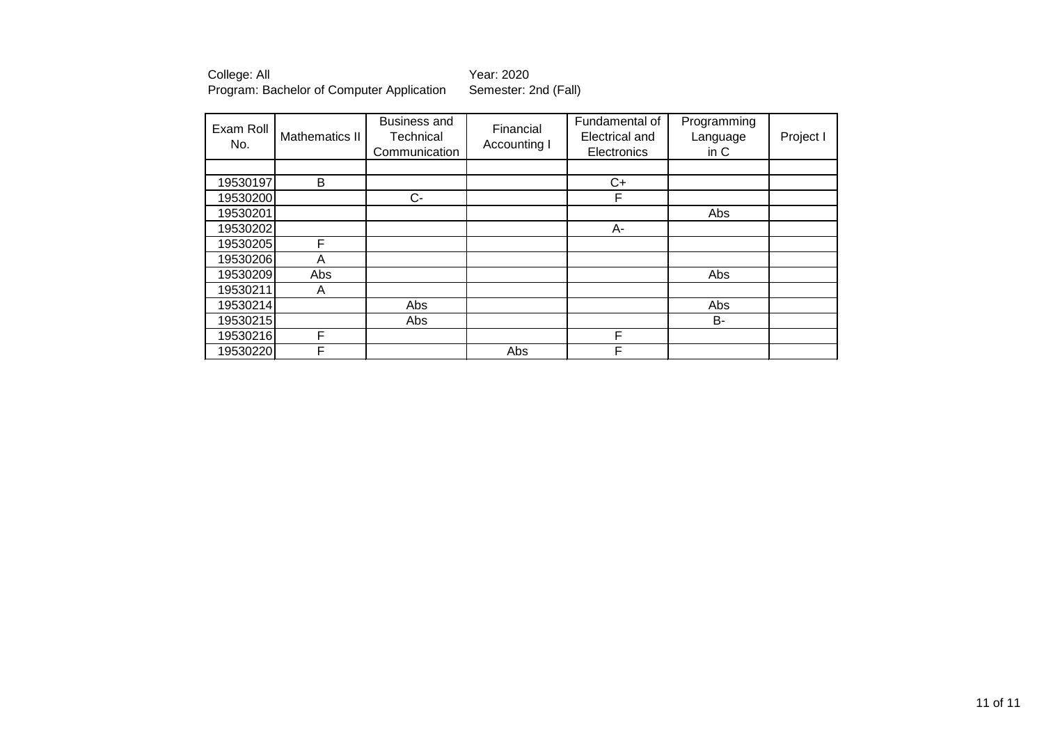College: All
Program: Bachelor of Computer Application

Year: 2020
Semester: 2nd (Fall)

| Exam Roll No. | Mathematics II | Business and Technical Communication | Financial Accounting I | Fundamental of Electrical and Electronics | Programming Language in C | Project I |
|---|---|---|---|---|---|---|
| | | | | | | |
| 19530197 | B | | | C+ | | |
| 19530200 | | C- | | F | | |
| 19530201 | | | | | Abs | |
| 19530202 | | | | A- | | |
| 19530205 | F | | | | | |
| 19530206 | A | | | | | |
| 19530209 | Abs | | | | Abs | |
| 19530211 | A | | | | | |
| 19530214 | | Abs | | | Abs | |
| 19530215 | | Abs | | | B- | |
| 19530216 | F | | | F | | |
| 19530220 | F | | Abs | F | | |